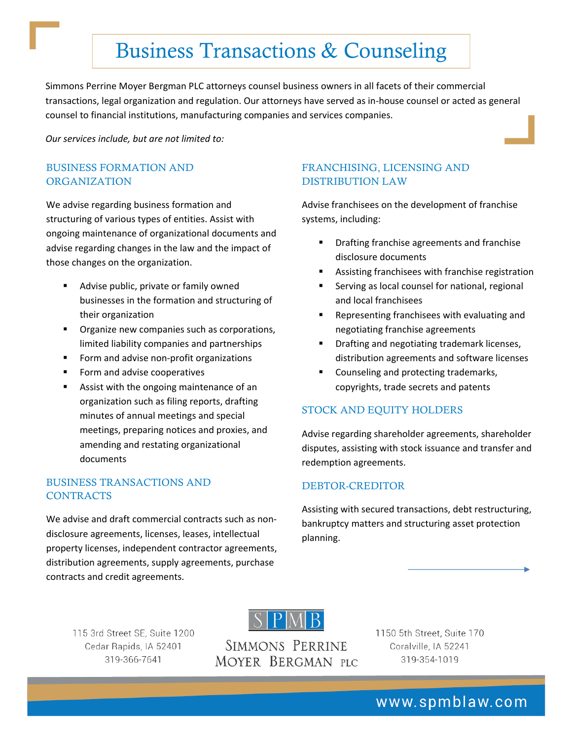# Business Transactions & Counseling

Simmons Perrine Moyer Bergman PLC attorneys counsel business owners in all facets of their commercial transactions, legal organization and regulation. Our attorneys have served as in-house counsel or acted as general counsel to financial institutions, manufacturing companies and services companies.

*Our services include, but are not limited to:*

## BUSINESS FORMATION AND ORGANIZATION

We advise regarding business formation and structuring of various types of entities. Assist with ongoing maintenance of organizational documents and advise regarding changes in the law and the impact of those changes on the organization.

- Advise public, private or family owned businesses in the formation and structuring of their organization
- Organize new companies such as corporations, limited liability companies and partnerships
- Form and advise non-profit organizations
- Form and advise cooperatives
- Assist with the ongoing maintenance of an organization such as filing reports, drafting minutes of annual meetings and special meetings, preparing notices and proxies, and amending and restating organizational documents

## BUSINESS TRANSACTIONS AND CONTRACTS

We advise and draft commercial contracts such as non-disclosure agreements, licenses, leases, intellectual property licenses, independent contractor agreements, distribution agreements, supply agreements, purchase contracts and credit agreements.

## FRANCHISING, LICENSING AND DISTRIBUTION LAW

Advise franchisees on the development of franchise systems, including:

- Drafting franchise agreements and franchise disclosure documents
- Assisting franchisees with franchise registration
- Serving as local counsel for national, regional and local franchisees
- Representing franchisees with evaluating and negotiating franchise agreements
- Drafting and negotiating trademark licenses, distribution agreements and software licenses
- Counseling and protecting trademarks, copyrights, trade secrets and patents

## STOCK AND EQUITY HOLDERS

Advise regarding shareholder agreements, shareholder disputes, assisting with stock issuance and transfer and redemption agreements.

## DEBTOR-CREDITOR

Assisting with secured transactions, debt restructuring, bankruptcy matters and structuring asset protection planning.

115 3rd Street SE, Suite 1200
Cedar Rapids, IA 52401
319-366-7641

SPMB
Simmons Perrine Moyer Bergman PLC

1150 5th Street, Suite 170
Coralville, IA 52241
319-354-1019

www.spmblaw.com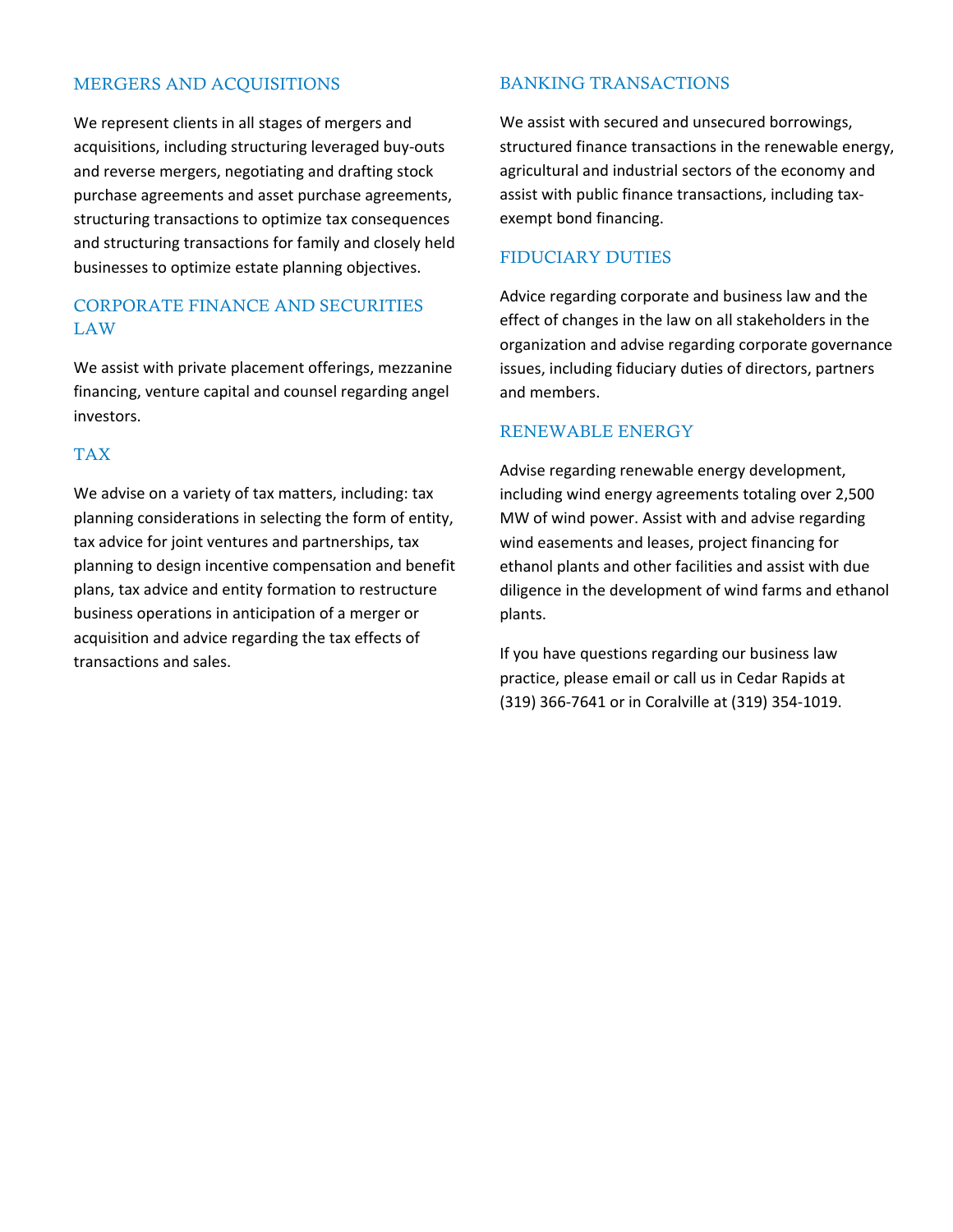## MERGERS AND ACQUISITIONS

We represent clients in all stages of mergers and acquisitions, including structuring leveraged buy-outs and reverse mergers, negotiating and drafting stock purchase agreements and asset purchase agreements, structuring transactions to optimize tax consequences and structuring transactions for family and closely held businesses to optimize estate planning objectives.

## CORPORATE FINANCE AND SECURITIES LAW

We assist with private placement offerings, mezzanine financing, venture capital and counsel regarding angel investors.

## TAX

We advise on a variety of tax matters, including: tax planning considerations in selecting the form of entity, tax advice for joint ventures and partnerships, tax planning to design incentive compensation and benefit plans, tax advice and entity formation to restructure business operations in anticipation of a merger or acquisition and advice regarding the tax effects of transactions and sales.

## BANKING TRANSACTIONS

We assist with secured and unsecured borrowings, structured finance transactions in the renewable energy, agricultural and industrial sectors of the economy and assist with public finance transactions, including tax-exempt bond financing.

## FIDUCIARY DUTIES

Advice regarding corporate and business law and the effect of changes in the law on all stakeholders in the organization and advise regarding corporate governance issues, including fiduciary duties of directors, partners and members.

## RENEWABLE ENERGY

Advise regarding renewable energy development, including wind energy agreements totaling over 2,500 MW of wind power. Assist with and advise regarding wind easements and leases, project financing for ethanol plants and other facilities and assist with due diligence in the development of wind farms and ethanol plants.

If you have questions regarding our business law practice, please email or call us in Cedar Rapids at (319) 366-7641 or in Coralville at (319) 354-1019.